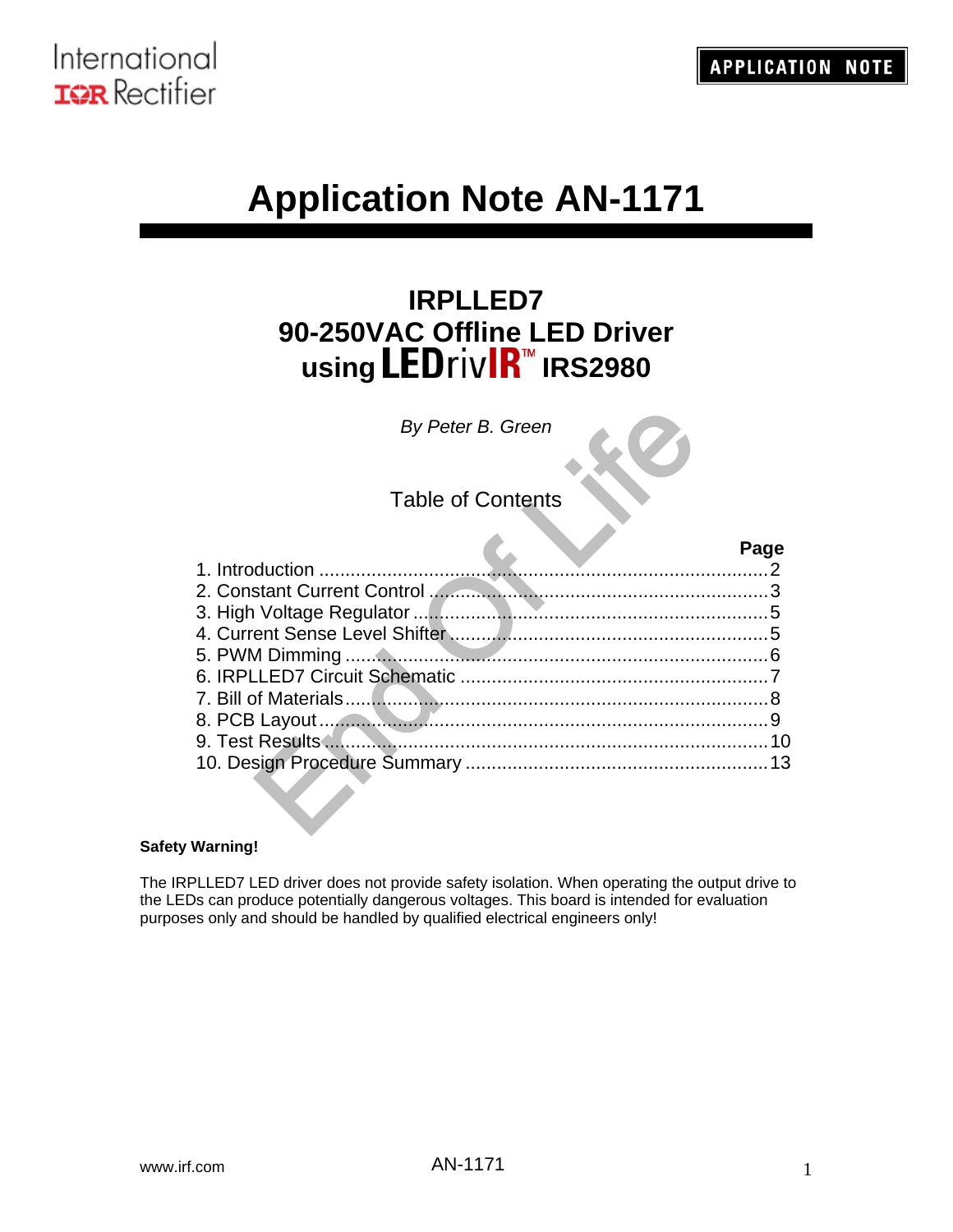# Application Note AN-1171

## IRPLLED7
## 90-250VAC Offline LED Driver
## using LEDrivIR™ IRS2980

*By Peter B. Green*

### Table of Contents

| | Page |
|---|---|
| 1. Introduction | 2 |
| 2. Constant Current Control | 3 |
| 3. High Voltage Regulator | 5 |
| 4. Current Sense Level Shifter | 5 |
| 5. PWM Dimming | 6 |
| 6. IRPLLED7 Circuit Schematic | 7 |
| 7. Bill of Materials | 8 |
| 8. PCB Layout | 9 |
| 9. Test Results | 10 |
| 10. Design Procedure Summary | 13 |

**Safety Warning!**

The IRPLLED7 LED driver does not provide safety isolation. When operating the output drive to the LEDs can produce potentially dangerous voltages. This board is intended for evaluation purposes only and should be handled by qualified electrical engineers only!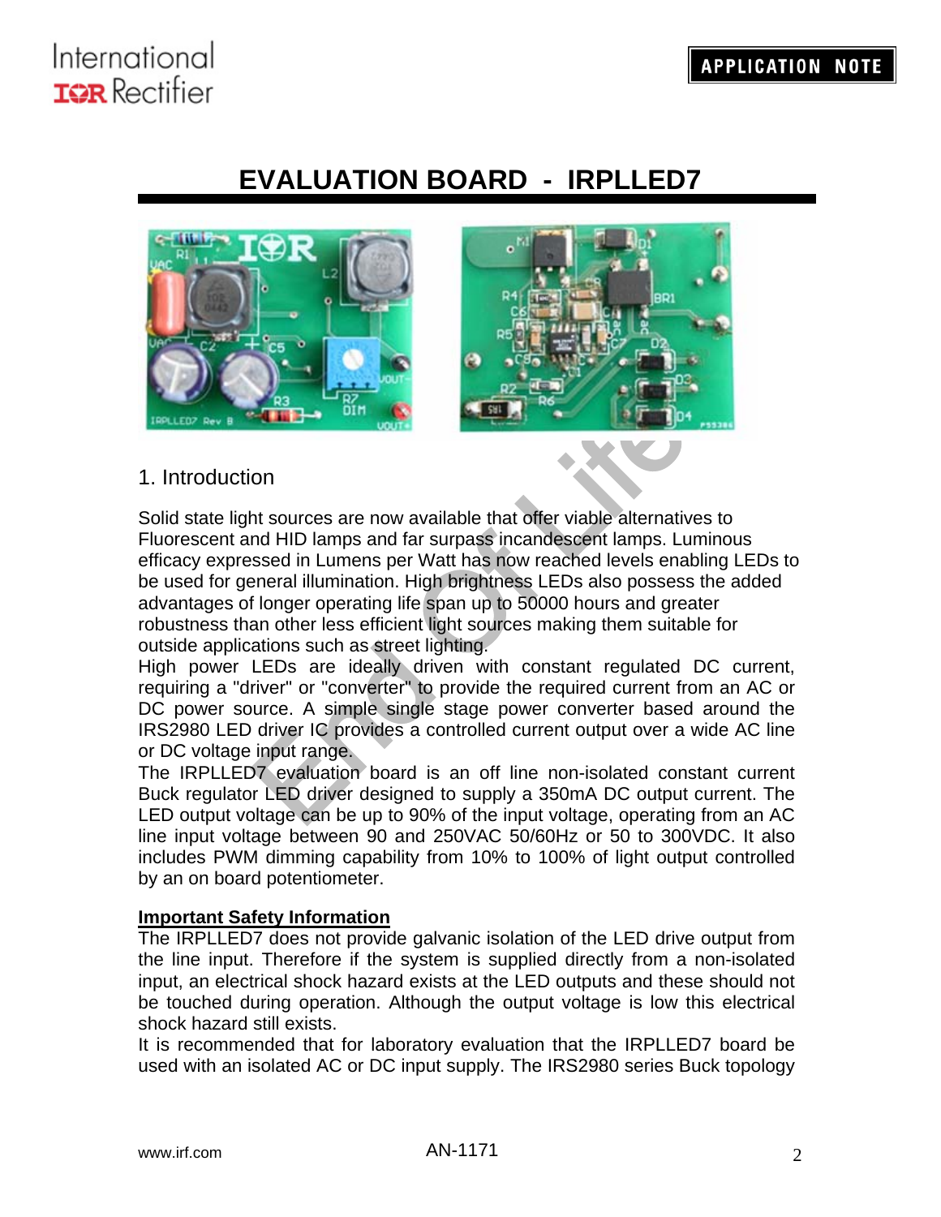# EVALUATION BOARD - IRPLLED7

## 1. Introduction

Solid state light sources are now available that offer viable alternatives to Fluorescent and HID lamps and far surpass incandescent lamps. Luminous efficacy expressed in Lumens per Watt has now reached levels enabling LEDs to be used for general illumination. High brightness LEDs also possess the added advantages of longer operating life span up to 50000 hours and greater robustness than other less efficient light sources making them suitable for outside applications such as street lighting.

High power LEDs are ideally driven with constant regulated DC current, requiring a "driver" or "converter" to provide the required current from an AC or DC power source. A simple single stage power converter based around the IRS2980 LED driver IC provides a controlled current output over a wide AC line or DC voltage input range.

The IRPLLED7 evaluation board is an off line non-isolated constant current Buck regulator LED driver designed to supply a 350mA DC output current. The LED output voltage can be up to 90% of the input voltage, operating from an AC line input voltage between 90 and 250VAC 50/60Hz or 50 to 300VDC. It also includes PWM dimming capability from 10% to 100% of light output controlled by an on board potentiometer.

**Important Safety Information**

The IRPLLED7 does not provide galvanic isolation of the LED drive output from the line input. Therefore if the system is supplied directly from a non-isolated input, an electrical shock hazard exists at the LED outputs and these should not be touched during operation. Although the output voltage is low this electrical shock hazard still exists.

It is recommended that for laboratory evaluation that the IRPLLED7 board be used with an isolated AC or DC input supply. The IRS2980 series Buck topology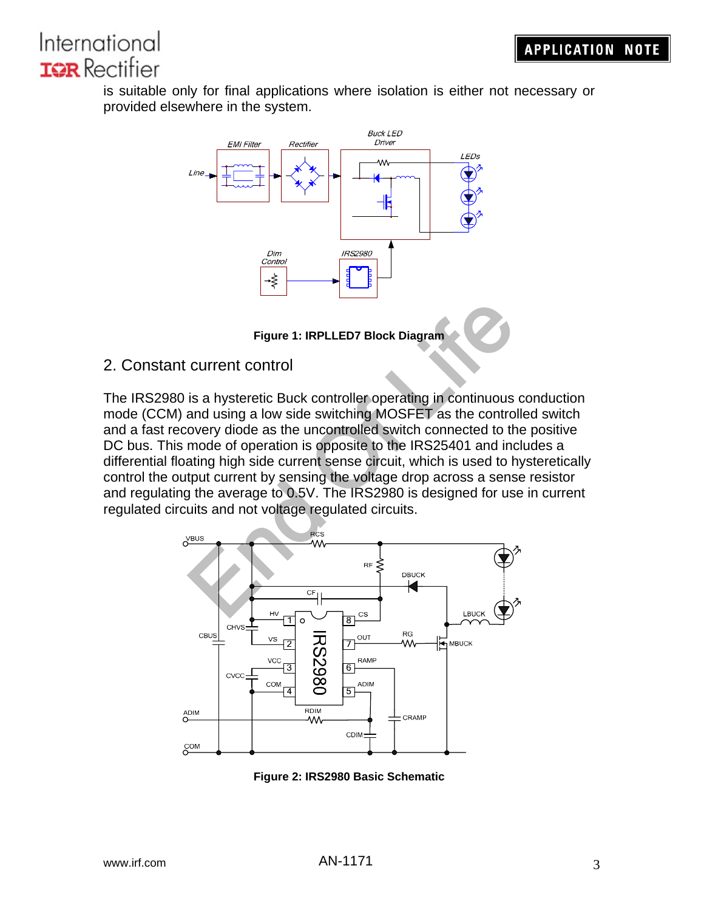is suitable only for final applications where isolation is either not necessary or provided elsewhere in the system.

**Figure 1: IRPLLED7 Block Diagram**

## 2. Constant current control

The IRS2980 is a hysteretic Buck controller operating in continuous conduction mode (CCM) and using a low side switching MOSFET as the controlled switch and a fast recovery diode as the uncontrolled switch connected to the positive DC bus. This mode of operation is opposite to the IRS25401 and includes a differential floating high side current sense circuit, which is used to hysteretically control the output current by sensing the voltage drop across a sense resistor and regulating the average to 0.5V. The IRS2980 is designed for use in current regulated circuits and not voltage regulated circuits.

**Figure 2: IRS2980 Basic Schematic**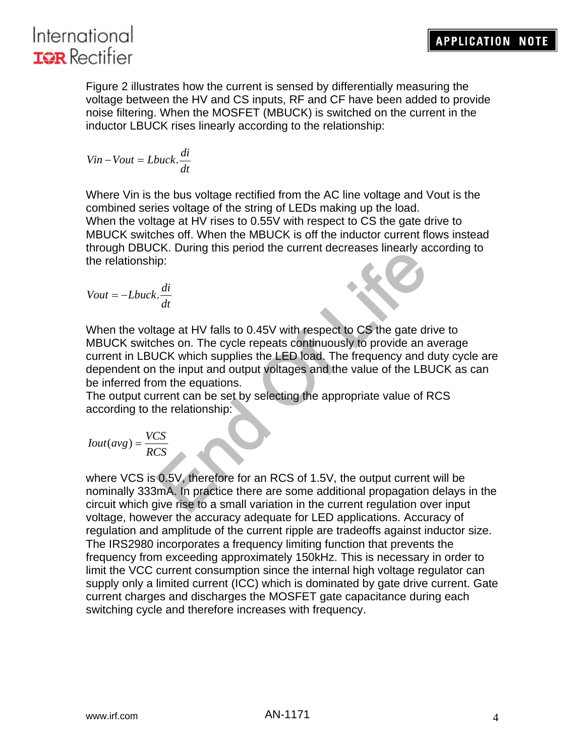Figure 2 illustrates how the current is sensed by differentially measuring the voltage between the HV and CS inputs, RF and CF have been added to provide noise filtering. When the MOSFET (MBUCK) is switched on the current in the inductor LBUCK rises linearly according to the relationship:

$$Vin - Vout = Lbuck.\frac{di}{dt}$$

Where Vin is the bus voltage rectified from the AC line voltage and Vout is the combined series voltage of the string of LEDs making up the load.
When the voltage at HV rises to 0.55V with respect to CS the gate drive to MBUCK switches off. When the MBUCK is off the inductor current flows instead through DBUCK. During this period the current decreases linearly according to the relationship:

$$Vout = -Lbuck.\frac{di}{dt}$$

When the voltage at HV falls to 0.45V with respect to CS the gate drive to MBUCK switches on. The cycle repeats continuously to provide an average current in LBUCK which supplies the LED load. The frequency and duty cycle are dependent on the input and output voltages and the value of the LBUCK as can be inferred from the equations.
The output current can be set by selecting the appropriate value of RCS according to the relationship:

$$Iout(avg) = \frac{VCS}{RCS}$$

where VCS is 0.5V, therefore for an RCS of 1.5V, the output current will be nominally 333mA. In practice there are some additional propagation delays in the circuit which give rise to a small variation in the current regulation over input voltage, however the accuracy adequate for LED applications. Accuracy of regulation and amplitude of the current ripple are tradeoffs against inductor size.
The IRS2980 incorporates a frequency limiting function that prevents the frequency from exceeding approximately 150kHz. This is necessary in order to limit the VCC current consumption since the internal high voltage regulator can supply only a limited current (ICC) which is dominated by gate drive current. Gate current charges and discharges the MOSFET gate capacitance during each switching cycle and therefore increases with frequency.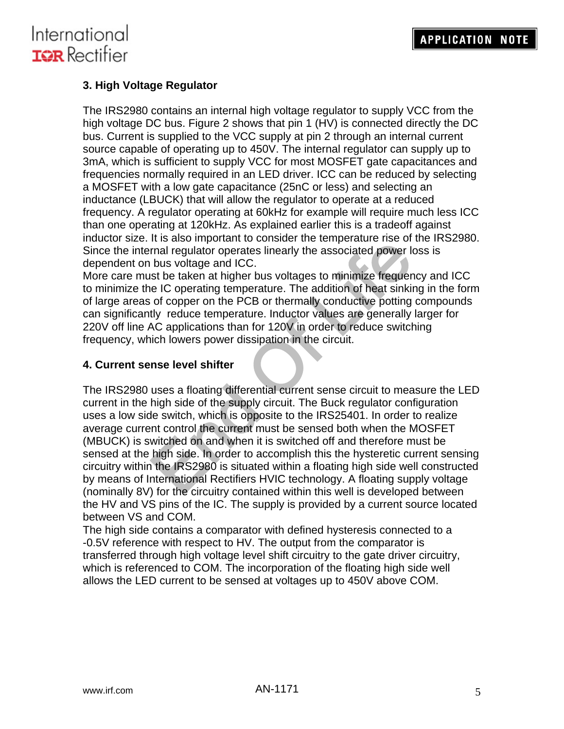## 3. High Voltage Regulator

The IRS2980 contains an internal high voltage regulator to supply VCC from the high voltage DC bus. Figure 2 shows that pin 1 (HV) is connected directly the DC bus. Current is supplied to the VCC supply at pin 2 through an internal current source capable of operating up to 450V. The internal regulator can supply up to 3mA, which is sufficient to supply VCC for most MOSFET gate capacitances and frequencies normally required in an LED driver. ICC can be reduced by selecting a MOSFET with a low gate capacitance (25nC or less) and selecting an inductance (LBUCK) that will allow the regulator to operate at a reduced frequency. A regulator operating at 60kHz for example will require much less ICC than one operating at 120kHz. As explained earlier this is a tradeoff against inductor size. It is also important to consider the temperature rise of the IRS2980. Since the internal regulator operates linearly the associated power loss is dependent on bus voltage and ICC.

More care must be taken at higher bus voltages to minimize frequency and ICC to minimize the IC operating temperature. The addition of heat sinking in the form of large areas of copper on the PCB or thermally conductive potting compounds can significantly reduce temperature. Inductor values are generally larger for 220V off line AC applications than for 120V in order to reduce switching frequency, which lowers power dissipation in the circuit.

## 4. Current sense level shifter

The IRS2980 uses a floating differential current sense circuit to measure the LED current in the high side of the supply circuit. The Buck regulator configuration uses a low side switch, which is opposite to the IRS25401. In order to realize average current control the current must be sensed both when the MOSFET (MBUCK) is switched on and when it is switched off and therefore must be sensed at the high side. In order to accomplish this the hysteretic current sensing circuitry within the IRS2980 is situated within a floating high side well constructed by means of International Rectifiers HVIC technology. A floating supply voltage (nominally 8V) for the circuitry contained within this well is developed between the HV and VS pins of the IC. The supply is provided by a current source located between VS and COM.

The high side contains a comparator with defined hysteresis connected to a -0.5V reference with respect to HV. The output from the comparator is transferred through high voltage level shift circuitry to the gate driver circuitry, which is referenced to COM. The incorporation of the floating high side well allows the LED current to be sensed at voltages up to 450V above COM.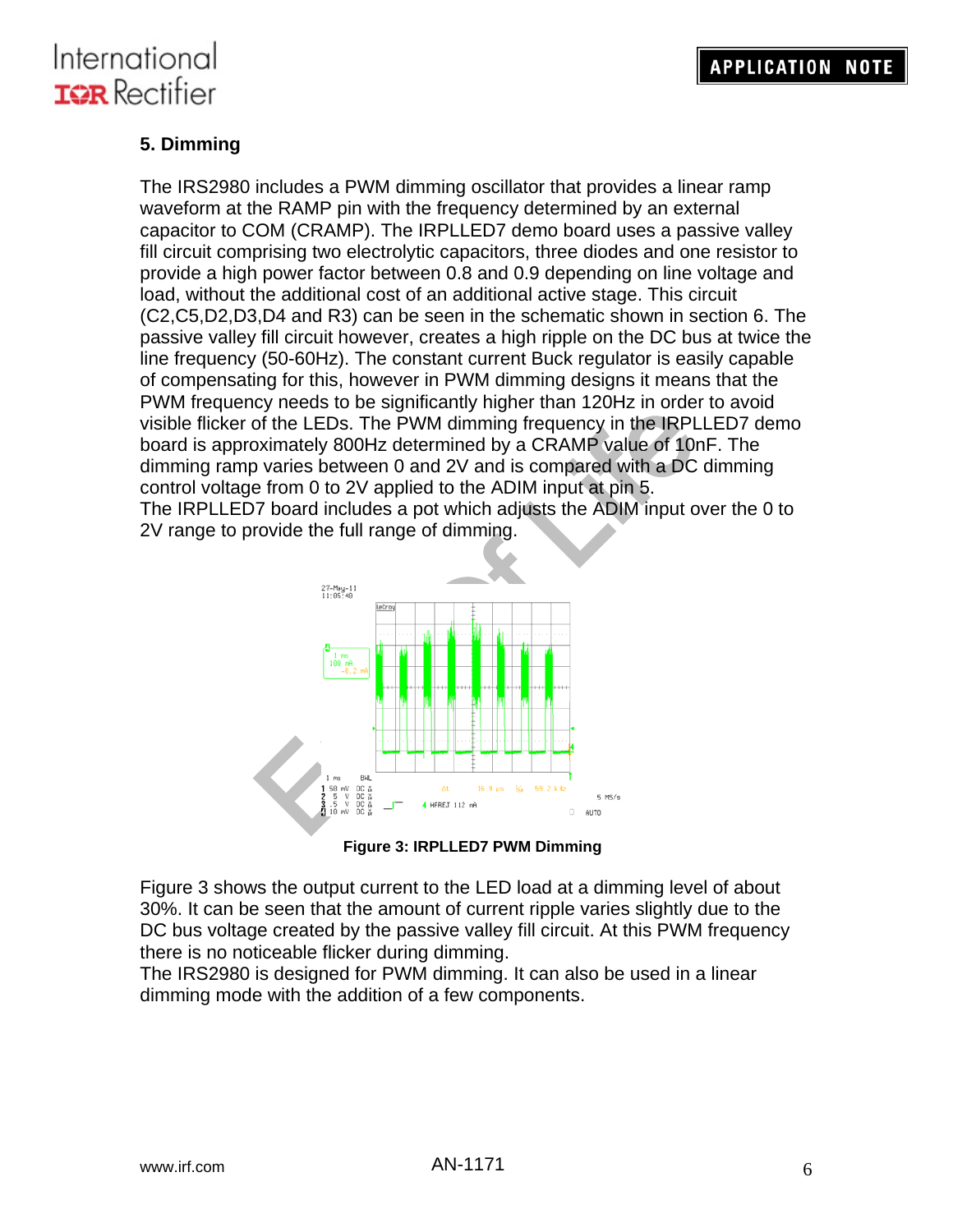## 5. Dimming

The IRS2980 includes a PWM dimming oscillator that provides a linear ramp waveform at the RAMP pin with the frequency determined by an external capacitor to COM (CRAMP). The IRPLLED7 demo board uses a passive valley fill circuit comprising two electrolytic capacitors, three diodes and one resistor to provide a high power factor between 0.8 and 0.9 depending on line voltage and load, without the additional cost of an additional active stage. This circuit (C2,C5,D2,D3,D4 and R3) can be seen in the schematic shown in section 6. The passive valley fill circuit however, creates a high ripple on the DC bus at twice the line frequency (50-60Hz). The constant current Buck regulator is easily capable of compensating for this, however in PWM dimming designs it means that the PWM frequency needs to be significantly higher than 120Hz in order to avoid visible flicker of the LEDs. The PWM dimming frequency in the IRPLLED7 demo board is approximately 800Hz determined by a CRAMP value of 10nF. The dimming ramp varies between 0 and 2V and is compared with a DC dimming control voltage from 0 to 2V applied to the ADIM input at pin 5.
The IRPLLED7 board includes a pot which adjusts the ADIM input over the 0 to 2V range to provide the full range of dimming.

**Figure 3: IRPLLED7 PWM Dimming**

Figure 3 shows the output current to the LED load at a dimming level of about 30%. It can be seen that the amount of current ripple varies slightly due to the DC bus voltage created by the passive valley fill circuit. At this PWM frequency there is no noticeable flicker during dimming.
The IRS2980 is designed for PWM dimming. It can also be used in a linear dimming mode with the addition of a few components.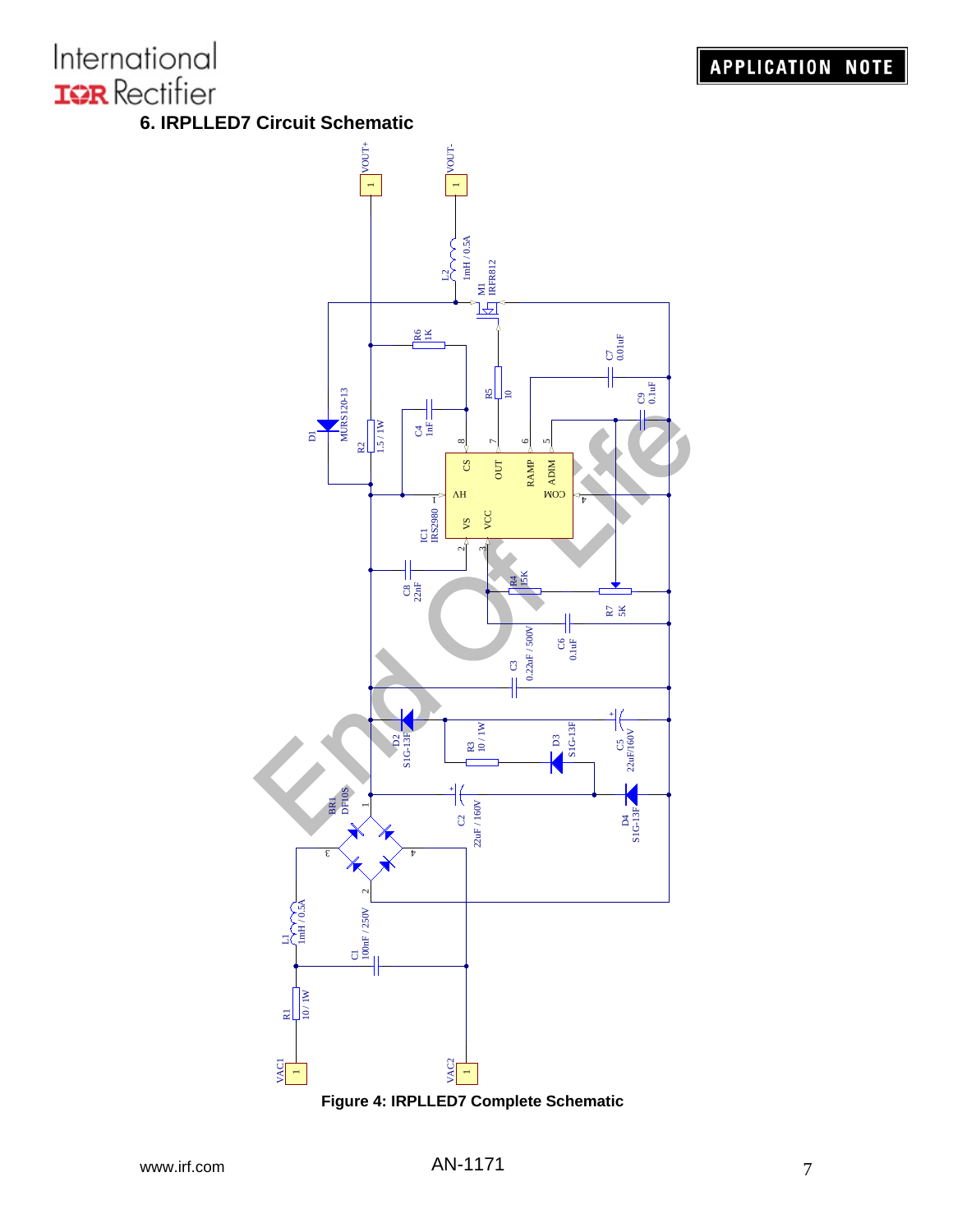## 6. IRPLLED7 Circuit Schematic

Figure 4: IRPLLED7 Complete Schematic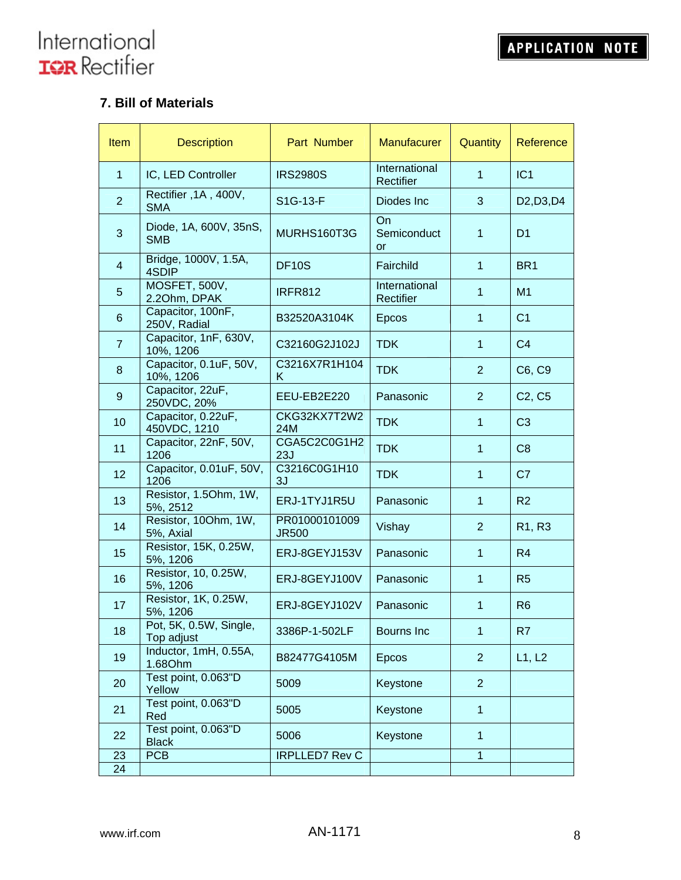## 7. Bill of Materials

| Item | Description | Part Number | Manufacurer | Quantity | Reference |
|---|---|---|---|---|---|
| 1 | IC, LED Controller | IRS2980S | International Rectifier | 1 | IC1 |
| 2 | Rectifier ,1A , 400V, SMA | S1G-13-F | Diodes Inc | 3 | D2,D3,D4 |
| 3 | Diode, 1A, 600V, 35nS, SMB | MURHS160T3G | On Semiconductor | 1 | D1 |
| 4 | Bridge, 1000V, 1.5A, 4SDIP | DF10S | Fairchild | 1 | BR1 |
| 5 | MOSFET, 500V, 2.2Ohm, DPAK | IRFR812 | International Rectifier | 1 | M1 |
| 6 | Capacitor, 100nF, 250V, Radial | B32520A3104K | Epcos | 1 | C1 |
| 7 | Capacitor, 1nF, 630V, 10%, 1206 | C32160G2J102J | TDK | 1 | C4 |
| 8 | Capacitor, 0.1uF, 50V, 10%, 1206 | C3216X7R1H104K | TDK | 2 | C6, C9 |
| 9 | Capacitor, 22uF, 250VDC, 20% | EEU-EB2E220 | Panasonic | 2 | C2, C5 |
| 10 | Capacitor, 0.22uF, 450VDC, 1210 | CKG32KX7T2W224M | TDK | 1 | C3 |
| 11 | Capacitor, 22nF, 50V, 1206 | CGA5C2C0G1H223J | TDK | 1 | C8 |
| 12 | Capacitor, 0.01uF, 50V, 1206 | C3216C0G1H103J | TDK | 1 | C7 |
| 13 | Resistor, 1.5Ohm, 1W, 5%, 2512 | ERJ-1TYJ1R5U | Panasonic | 1 | R2 |
| 14 | Resistor, 10Ohm, 1W, 5%, Axial | PR01000101009JR500 | Vishay | 2 | R1, R3 |
| 15 | Resistor, 15K, 0.25W, 5%, 1206 | ERJ-8GEYJ153V | Panasonic | 1 | R4 |
| 16 | Resistor, 10, 0.25W, 5%, 1206 | ERJ-8GEYJ100V | Panasonic | 1 | R5 |
| 17 | Resistor, 1K, 0.25W, 5%, 1206 | ERJ-8GEYJ102V | Panasonic | 1 | R6 |
| 18 | Pot, 5K, 0.5W, Single, Top adjust | 3386P-1-502LF | Bourns Inc | 1 | R7 |
| 19 | Inductor, 1mH, 0.55A, 1.68Ohm | B82477G4105M | Epcos | 2 | L1, L2 |
| 20 | Test point, 0.063"D Yellow | 5009 | Keystone | 2 | |
| 21 | Test point, 0.063"D Red | 5005 | Keystone | 1 | |
| 22 | Test point, 0.063"D Black | 5006 | Keystone | 1 | |
| 23 | PCB | IRPLLED7 Rev C | | 1 | |
| 24 | | | | | |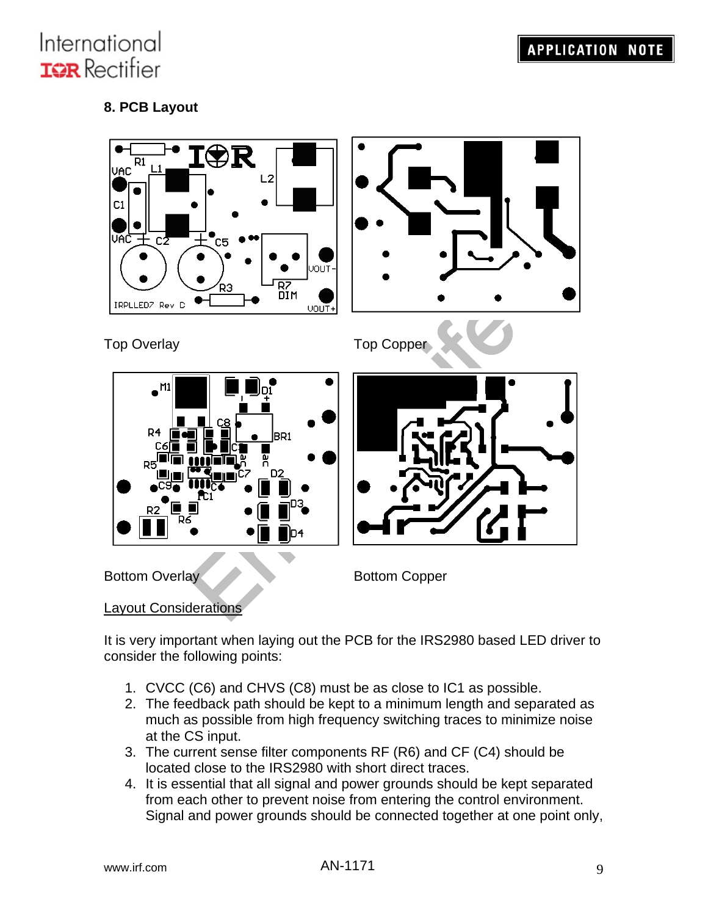## 8. PCB Layout

Top Overlay

Top Copper

Bottom Overlay

Bottom Copper

Layout Considerations

It is very important when laying out the PCB for the IRS2980 based LED driver to consider the following points:

1. CVCC (C6) and CHVS (C8) must be as close to IC1 as possible.
2. The feedback path should be kept to a minimum length and separated as much as possible from high frequency switching traces to minimize noise at the CS input.
3. The current sense filter components RF (R6) and CF (C4) should be located close to the IRS2980 with short direct traces.
4. It is essential that all signal and power grounds should be kept separated from each other to prevent noise from entering the control environment. Signal and power grounds should be connected together at one point only,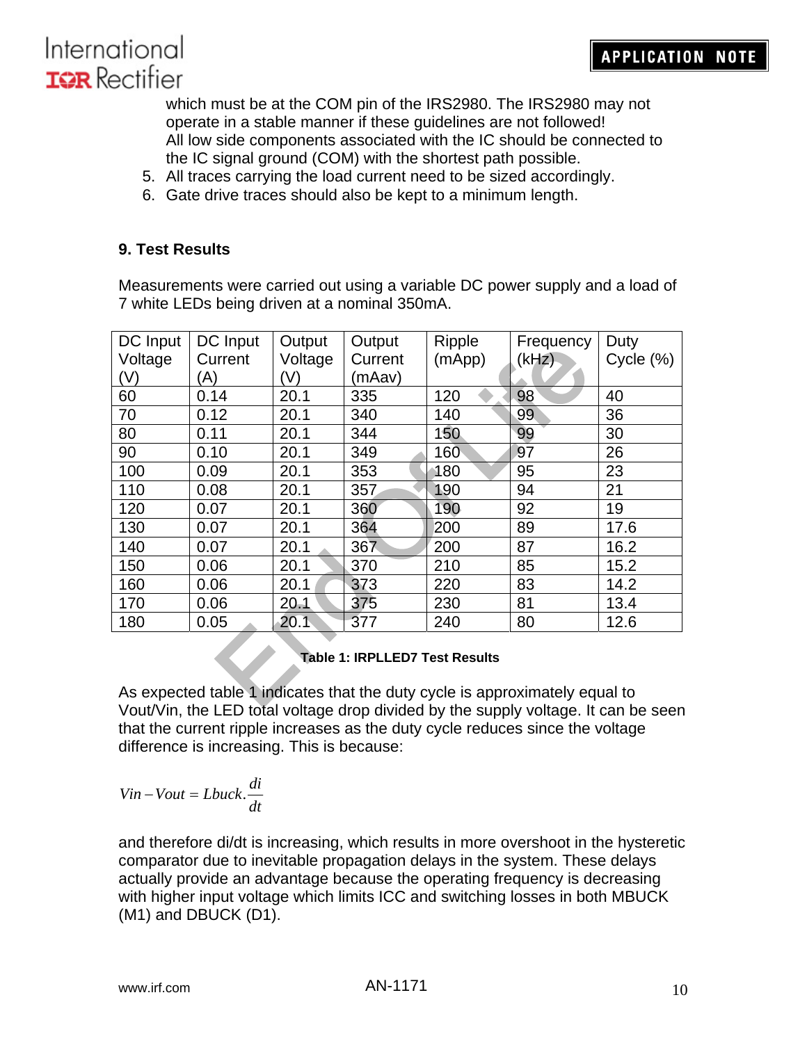which must be at the COM pin of the IRS2980. The IRS2980 may not operate in a stable manner if these guidelines are not followed!
All low side components associated with the IC should be connected to the IC signal ground (COM) with the shortest path possible.

5. All traces carrying the load current need to be sized accordingly.
6. Gate drive traces should also be kept to a minimum length.

### 9. Test Results

Measurements were carried out using a variable DC power supply and a load of 7 white LEDs being driven at a nominal 350mA.

| DC Input Voltage (V) | DC Input Current (A) | Output Voltage (V) | Output Current (mAav) | Ripple (mApp) | Frequency (kHz) | Duty Cycle (%) |
|---|---|---|---|---|---|---|
| 60 | 0.14 | 20.1 | 335 | 120 | 98 | 40 |
| 70 | 0.12 | 20.1 | 340 | 140 | 99 | 36 |
| 80 | 0.11 | 20.1 | 344 | 150 | 99 | 30 |
| 90 | 0.10 | 20.1 | 349 | 160 | 97 | 26 |
| 100 | 0.09 | 20.1 | 353 | 180 | 95 | 23 |
| 110 | 0.08 | 20.1 | 357 | 190 | 94 | 21 |
| 120 | 0.07 | 20.1 | 360 | 190 | 92 | 19 |
| 130 | 0.07 | 20.1 | 364 | 200 | 89 | 17.6 |
| 140 | 0.07 | 20.1 | 367 | 200 | 87 | 16.2 |
| 150 | 0.06 | 20.1 | 370 | 210 | 85 | 15.2 |
| 160 | 0.06 | 20.1 | 373 | 220 | 83 | 14.2 |
| 170 | 0.06 | 20.1 | 375 | 230 | 81 | 13.4 |
| 180 | 0.05 | 20.1 | 377 | 240 | 80 | 12.6 |

**Table 1: IRPLLED7 Test Results**

As expected table 1 indicates that the duty cycle is approximately equal to Vout/Vin, the LED total voltage drop divided by the supply voltage. It can be seen that the current ripple increases as the duty cycle reduces since the voltage difference is increasing. This is because:

$$Vin - Vout = Lbuck.\frac{di}{dt}$$

and therefore di/dt is increasing, which results in more overshoot in the hysteretic comparator due to inevitable propagation delays in the system. These delays actually provide an advantage because the operating frequency is decreasing with higher input voltage which limits ICC and switching losses in both MBUCK (M1) and DBUCK (D1).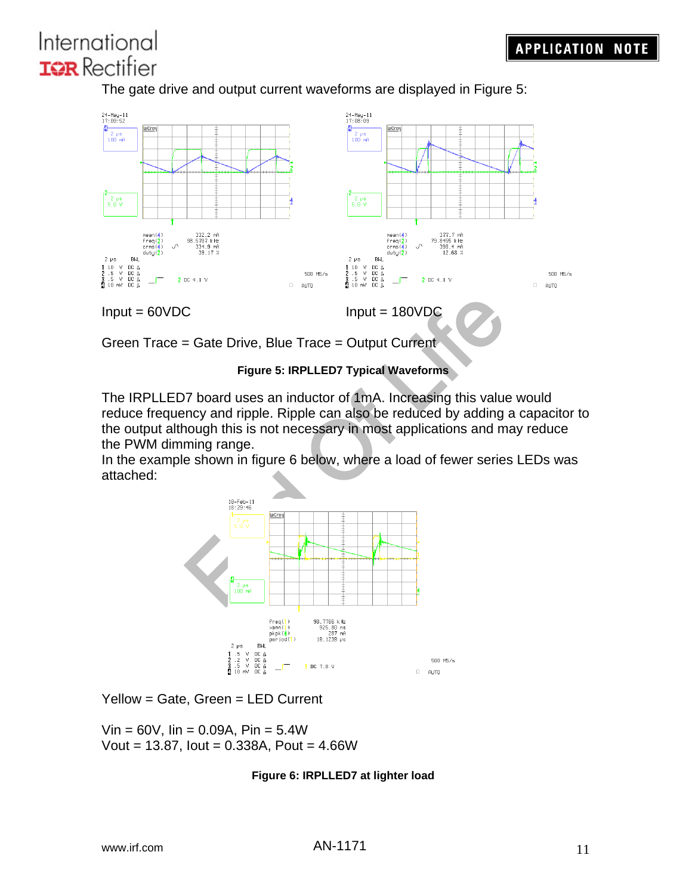The gate drive and output current waveforms are displayed in Figure 5:

Input = 60VDC

Input = 180VDC

Green Trace = Gate Drive, Blue Trace = Output Current

**Figure 5: IRPLLED7 Typical Waveforms**

The IRPLLED7 board uses an inductor of 1mA. Increasing this value would reduce frequency and ripple. Ripple can also be reduced by adding a capacitor to the output although this is not necessary in most applications and may reduce the PWM dimming range.

In the example shown in figure 6 below, where a load of fewer series LEDs was attached:

Yellow = Gate, Green = LED Current

Vin = 60V, Iin = 0.09A, Pin = 5.4W

Vout = 13.87, Iout = 0.338A, Pout = 4.66W

**Figure 6: IRPLLED7 at lighter load**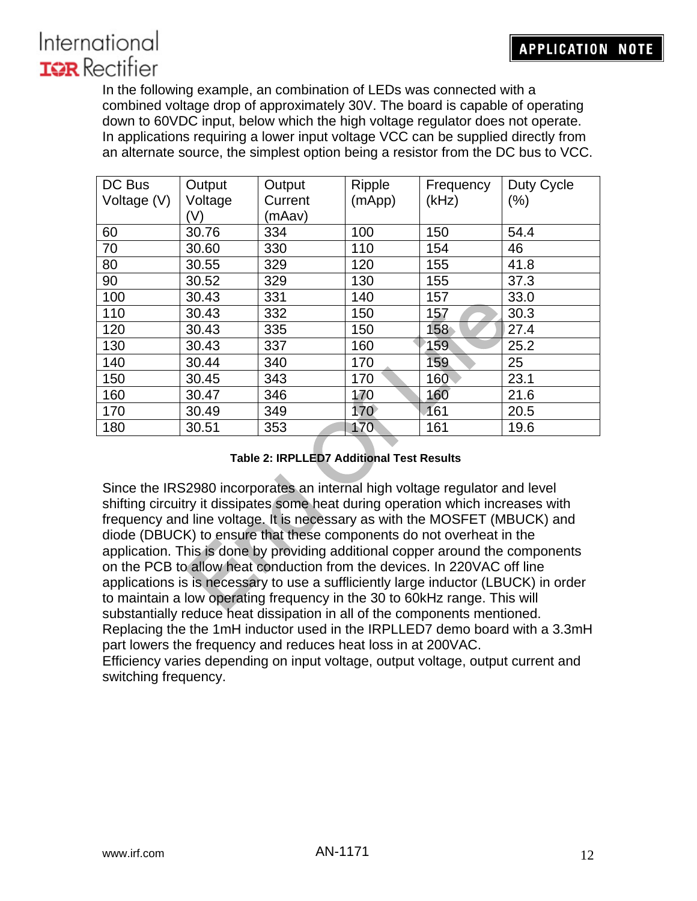In the following example, an combination of LEDs was connected with a combined voltage drop of approximately 30V. The board is capable of operating down to 60VDC input, below which the high voltage regulator does not operate. In applications requiring a lower input voltage VCC can be supplied directly from an alternate source, the simplest option being a resistor from the DC bus to VCC.

| DC Bus Voltage (V) | Output Voltage (V) | Output Current (mAav) | Ripple (mApp) | Frequency (kHz) | Duty Cycle (%) |
|---|---|---|---|---|---|
| 60 | 30.76 | 334 | 100 | 150 | 54.4 |
| 70 | 30.60 | 330 | 110 | 154 | 46 |
| 80 | 30.55 | 329 | 120 | 155 | 41.8 |
| 90 | 30.52 | 329 | 130 | 155 | 37.3 |
| 100 | 30.43 | 331 | 140 | 157 | 33.0 |
| 110 | 30.43 | 332 | 150 | 157 | 30.3 |
| 120 | 30.43 | 335 | 150 | 158 | 27.4 |
| 130 | 30.43 | 337 | 160 | 159 | 25.2 |
| 140 | 30.44 | 340 | 170 | 159 | 25 |
| 150 | 30.45 | 343 | 170 | 160 | 23.1 |
| 160 | 30.47 | 346 | 170 | 160 | 21.6 |
| 170 | 30.49 | 349 | 170 | 161 | 20.5 |
| 180 | 30.51 | 353 | 170 | 161 | 19.6 |

**Table 2: IRPLLED7 Additional Test Results**

Since the IRS2980 incorporates an internal high voltage regulator and level shifting circuitry it dissipates some heat during operation which increases with frequency and line voltage. It is necessary as with the MOSFET (MBUCK) and diode (DBUCK) to ensure that these components do not overheat in the application. This is done by providing additional copper around the components on the PCB to allow heat conduction from the devices. In 220VAC off line applications is is necessary to use a sufflciently large inductor (LBUCK) in order to maintain a low operating frequency in the 30 to 60kHz range. This will substantially reduce heat dissipation in all of the components mentioned. Replacing the the 1mH inductor used in the IRPLLED7 demo board with a 3.3mH part lowers the frequency and reduces heat loss in at 200VAC.
Efficiency varies depending on input voltage, output voltage, output current and switching frequency.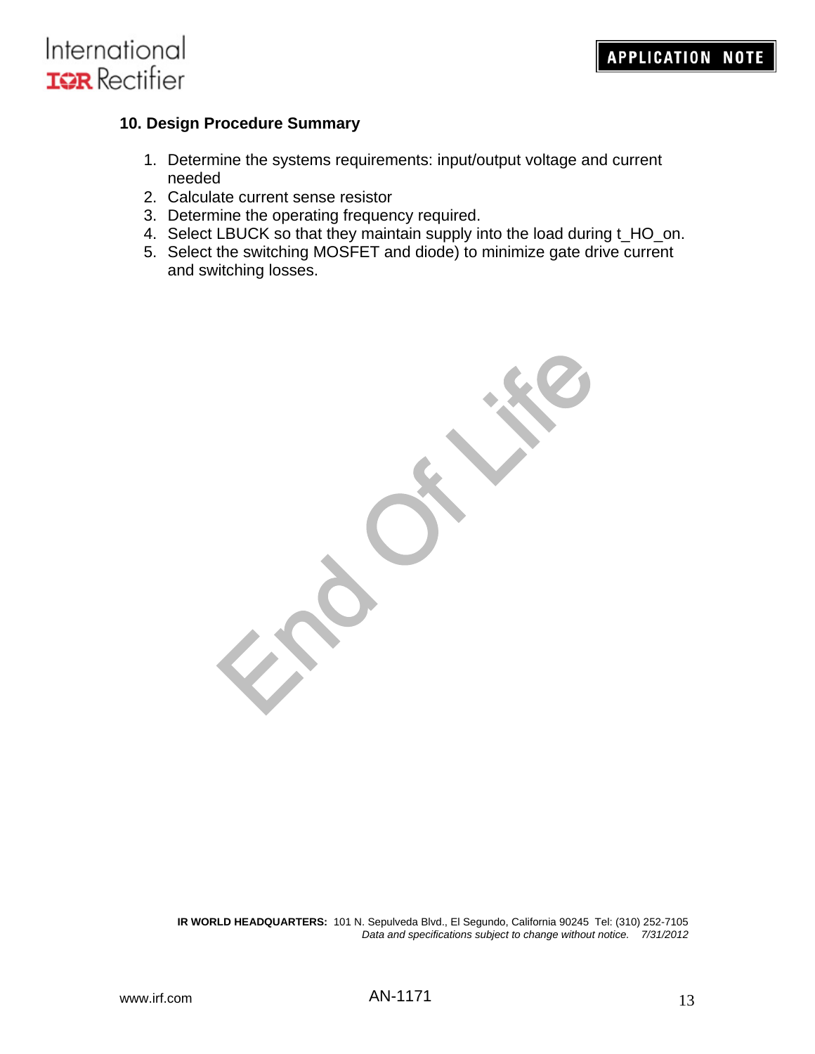## 10. Design Procedure Summary

1. Determine the systems requirements: input/output voltage and current needed
2. Calculate current sense resistor
3. Determine the operating frequency required.
4. Select LBUCK so that they maintain supply into the load during t_HO_on.
5. Select the switching MOSFET and diode) to minimize gate drive current and switching losses.

End Of Life

**IR WORLD HEADQUARTERS:** 101 N. Sepulveda Blvd., El Segundo, California 90245 Tel: (310) 252-7105
*Data and specifications subject to change without notice. 7/31/2012*